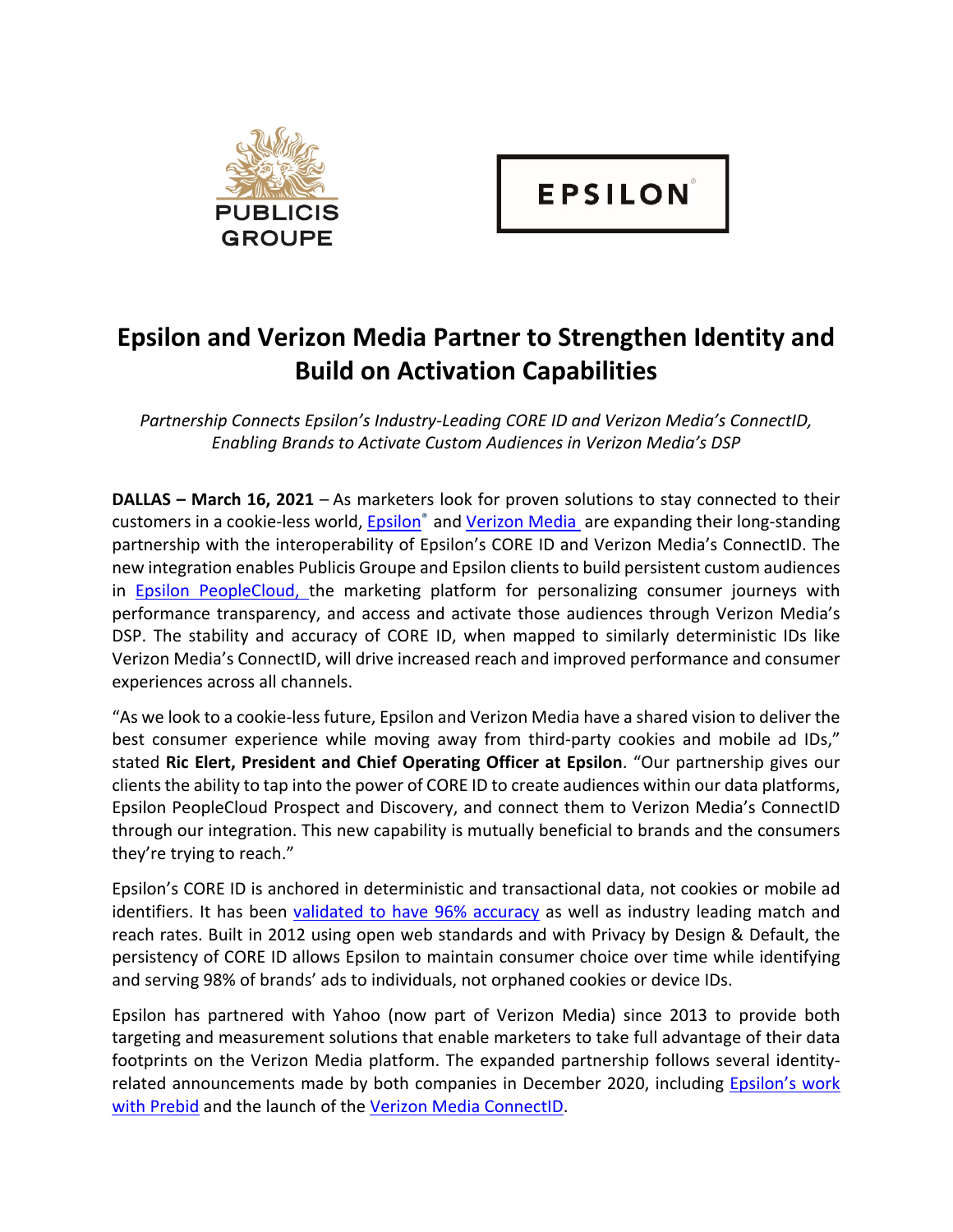PUBLICIS GROUPE

EPSILON®

# Epsilon and Verizon Media Partner to Strengthen Identity and Build on Activation Capabilities

*Partnership Connects Epsilon's Industry-Leading CORE ID and Verizon Media's ConnectID, Enabling Brands to Activate Custom Audiences in Verizon Media's DSP*

**DALLAS – March 16, 2021** – As marketers look for proven solutions to stay connected to their customers in a cookie-less world, Epsilon® and Verizon Media are expanding their long-standing partnership with the interoperability of Epsilon's CORE ID and Verizon Media's ConnectID. The new integration enables Publicis Groupe and Epsilon clients to build persistent custom audiences in Epsilon PeopleCloud, the marketing platform for personalizing consumer journeys with performance transparency, and access and activate those audiences through Verizon Media's DSP. The stability and accuracy of CORE ID, when mapped to similarly deterministic IDs like Verizon Media's ConnectID, will drive increased reach and improved performance and consumer experiences across all channels.

"As we look to a cookie-less future, Epsilon and Verizon Media have a shared vision to deliver the best consumer experience while moving away from third-party cookies and mobile ad IDs," stated **Ric Elert, President and Chief Operating Officer at Epsilon**. "Our partnership gives our clients the ability to tap into the power of CORE ID to create audiences within our data platforms, Epsilon PeopleCloud Prospect and Discovery, and connect them to Verizon Media's ConnectID through our integration. This new capability is mutually beneficial to brands and the consumers they're trying to reach."

Epsilon's CORE ID is anchored in deterministic and transactional data, not cookies or mobile ad identifiers. It has been validated to have 96% accuracy as well as industry leading match and reach rates. Built in 2012 using open web standards and with Privacy by Design & Default, the persistency of CORE ID allows Epsilon to maintain consumer choice over time while identifying and serving 98% of brands' ads to individuals, not orphaned cookies or device IDs.

Epsilon has partnered with Yahoo (now part of Verizon Media) since 2013 to provide both targeting and measurement solutions that enable marketers to take full advantage of their data footprints on the Verizon Media platform. The expanded partnership follows several identity-related announcements made by both companies in December 2020, including Epsilon's work with Prebid and the launch of the Verizon Media ConnectID.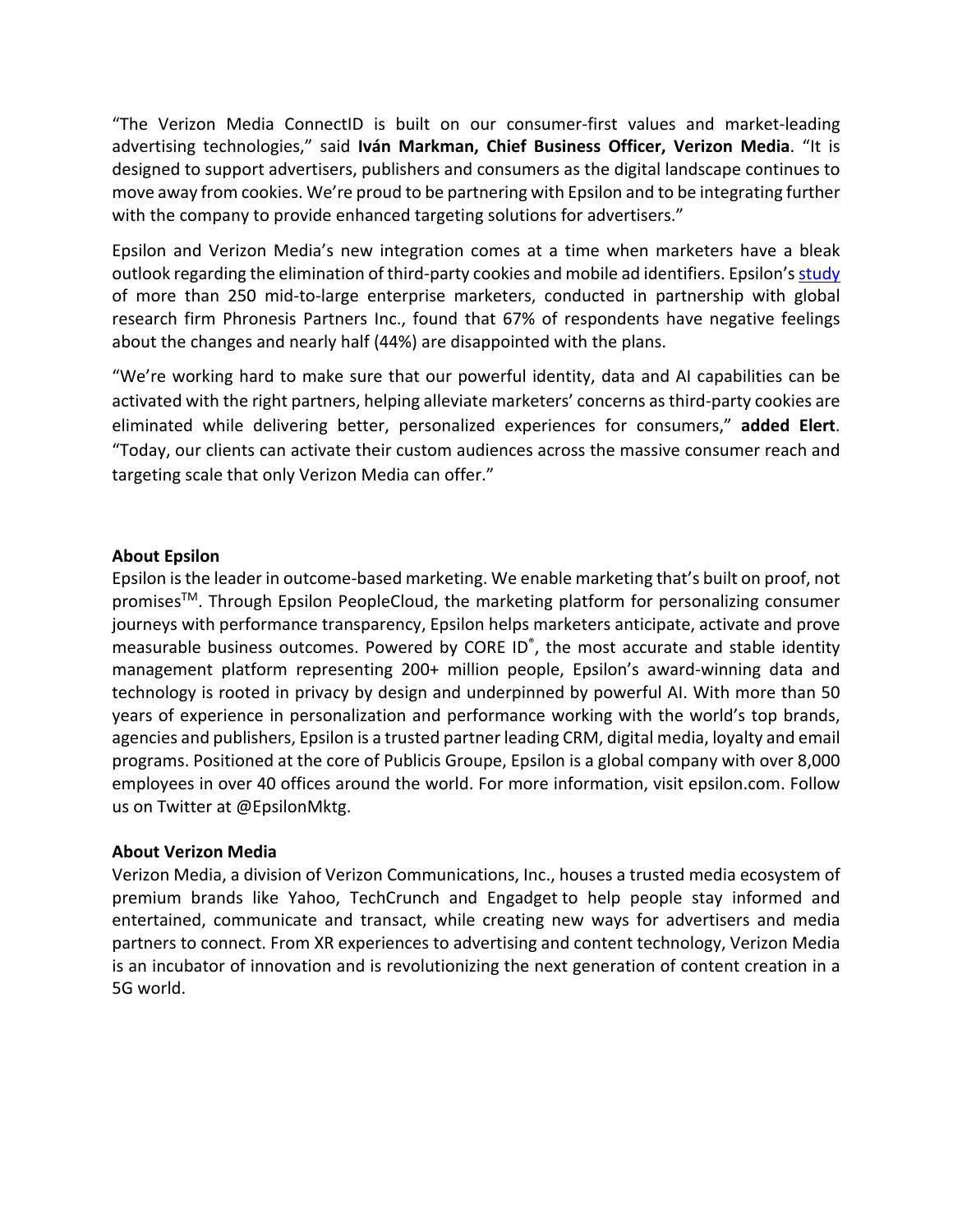"The Verizon Media ConnectID is built on our consumer-first values and market-leading advertising technologies," said **Iván Markman, Chief Business Officer, Verizon Media**. "It is designed to support advertisers, publishers and consumers as the digital landscape continues to move away from cookies. We're proud to be partnering with Epsilon and to be integrating further with the company to provide enhanced targeting solutions for advertisers."

Epsilon and Verizon Media's new integration comes at a time when marketers have a bleak outlook regarding the elimination of third-party cookies and mobile ad identifiers. Epsilon's study of more than 250 mid-to-large enterprise marketers, conducted in partnership with global research firm Phronesis Partners Inc., found that 67% of respondents have negative feelings about the changes and nearly half (44%) are disappointed with the plans.

"We're working hard to make sure that our powerful identity, data and AI capabilities can be activated with the right partners, helping alleviate marketers' concerns as third-party cookies are eliminated while delivering better, personalized experiences for consumers," **added Elert**. "Today, our clients can activate their custom audiences across the massive consumer reach and targeting scale that only Verizon Media can offer."

**About Epsilon**

Epsilon is the leader in outcome-based marketing. We enable marketing that's built on proof, not promises™. Through Epsilon PeopleCloud, the marketing platform for personalizing consumer journeys with performance transparency, Epsilon helps marketers anticipate, activate and prove measurable business outcomes. Powered by CORE ID®, the most accurate and stable identity management platform representing 200+ million people, Epsilon's award-winning data and technology is rooted in privacy by design and underpinned by powerful AI. With more than 50 years of experience in personalization and performance working with the world's top brands, agencies and publishers, Epsilon is a trusted partner leading CRM, digital media, loyalty and email programs. Positioned at the core of Publicis Groupe, Epsilon is a global company with over 8,000 employees in over 40 offices around the world. For more information, visit epsilon.com. Follow us on Twitter at @EpsilonMktg.

**About Verizon Media**

Verizon Media, a division of Verizon Communications, Inc., houses a trusted media ecosystem of premium brands like Yahoo, TechCrunch and Engadget to help people stay informed and entertained, communicate and transact, while creating new ways for advertisers and media partners to connect. From XR experiences to advertising and content technology, Verizon Media is an incubator of innovation and is revolutionizing the next generation of content creation in a 5G world.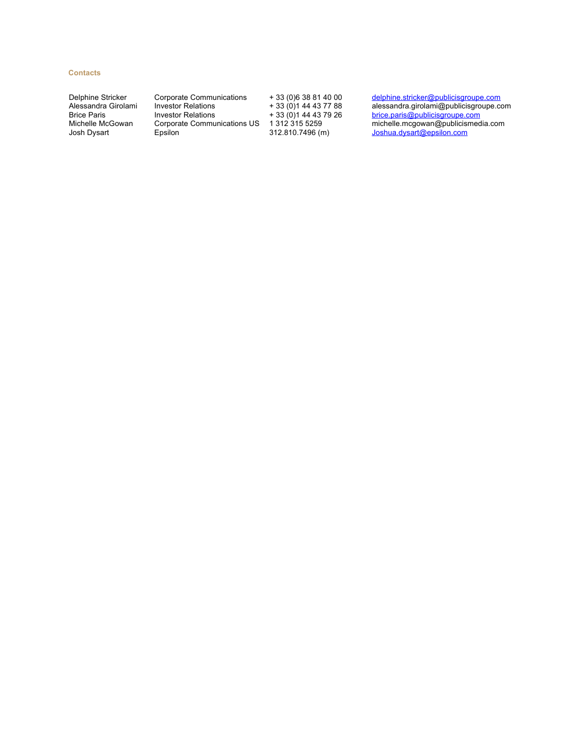### Contacts

| | | | |
|---|---|---|---|
| Delphine Stricker | Corporate Communications | + 33 (0)6 38 81 40 00 | delphine.stricker@publicisgroupe.com |
| Alessandra Girolami | Investor Relations | + 33 (0)1 44 43 77 88 | alessandra.girolami@publicisgroupe.com |
| Brice Paris | Investor Relations | + 33 (0)1 44 43 79 26 | brice.paris@publicisgroupe.com |
| Michelle McGowan | Corporate Communications US | 1 312 315 5259 | michelle.mcgowan@publicismedia.com |
| Josh Dysart | Epsilon | 312.810.7496 (m) | Joshua.dysart@epsilon.com |